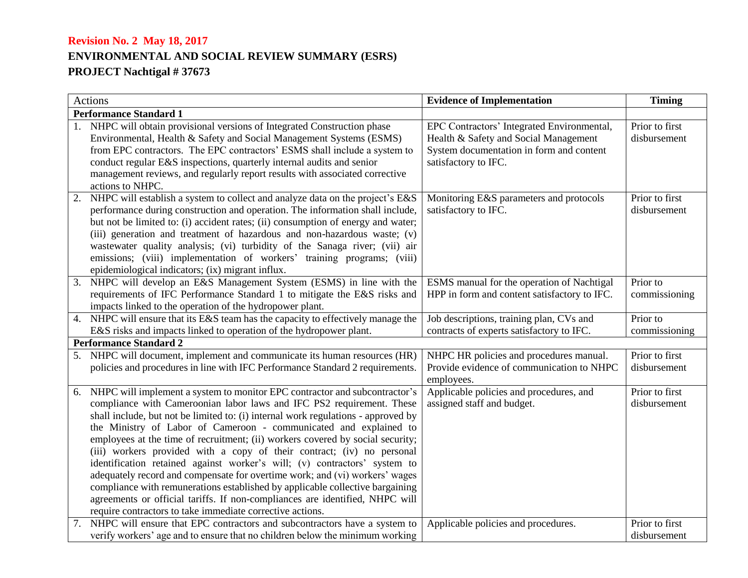**Revision No. 2 May 18, 2017**

**ENVIRONMENTAL AND SOCIAL REVIEW SUMMARY (ESRS)**

**PROJECT Nachtigal # 37673**

| Actions | **Evidence of Implementation** | **Timing** |
|---|---|---|
| **Performance Standard 1** | | |
| 1. NHPC will obtain provisional versions of Integrated Construction phase Environmental, Health & Safety and Social Management Systems (ESMS) from EPC contractors. The EPC contractors' ESMS shall include a system to conduct regular E&S inspections, quarterly internal audits and senior management reviews, and regularly report results with associated corrective actions to NHPC. | EPC Contractors' Integrated Environmental, Health & Safety and Social Management System documentation in form and content satisfactory to IFC. | Prior to first disbursement |
| 2. NHPC will establish a system to collect and analyze data on the project's E&S performance during construction and operation. The information shall include, but not be limited to: (i) accident rates; (ii) consumption of energy and water; (iii) generation and treatment of hazardous and non-hazardous waste; (v) wastewater quality analysis; (vi) turbidity of the Sanaga river; (vii) air emissions; (viii) implementation of workers' training programs; (viii) epidemiological indicators; (ix) migrant influx. | Monitoring E&S parameters and protocols satisfactory to IFC. | Prior to first disbursement |
| 3. NHPC will develop an E&S Management System (ESMS) in line with the requirements of IFC Performance Standard 1 to mitigate the E&S risks and impacts linked to the operation of the hydropower plant. | ESMS manual for the operation of Nachtigal HPP in form and content satisfactory to IFC. | Prior to commissioning |
| 4. NHPC will ensure that its E&S team has the capacity to effectively manage the E&S risks and impacts linked to operation of the hydropower plant. | Job descriptions, training plan, CVs and contracts of experts satisfactory to IFC. | Prior to commissioning |
| **Performance Standard 2** | | |
| 5. NHPC will document, implement and communicate its human resources (HR) policies and procedures in line with IFC Performance Standard 2 requirements. | NHPC HR policies and procedures manual. Provide evidence of communication to NHPC employees. | Prior to first disbursement |
| 6. NHPC will implement a system to monitor EPC contractor and subcontractor's compliance with Cameroonian labor laws and IFC PS2 requirement. These shall include, but not be limited to: (i) internal work regulations - approved by the Ministry of Labor of Cameroon - communicated and explained to employees at the time of recruitment; (ii) workers covered by social security; (iii) workers provided with a copy of their contract; (iv) no personal identification retained against worker's will; (v) contractors' system to adequately record and compensate for overtime work; and (vi) workers' wages compliance with remunerations established by applicable collective bargaining agreements or official tariffs. If non-compliances are identified, NHPC will require contractors to take immediate corrective actions. | Applicable policies and procedures, and assigned staff and budget. | Prior to first disbursement |
| 7. NHPC will ensure that EPC contractors and subcontractors have a system to verify workers' age and to ensure that no children below the minimum working | Applicable policies and procedures. | Prior to first disbursement |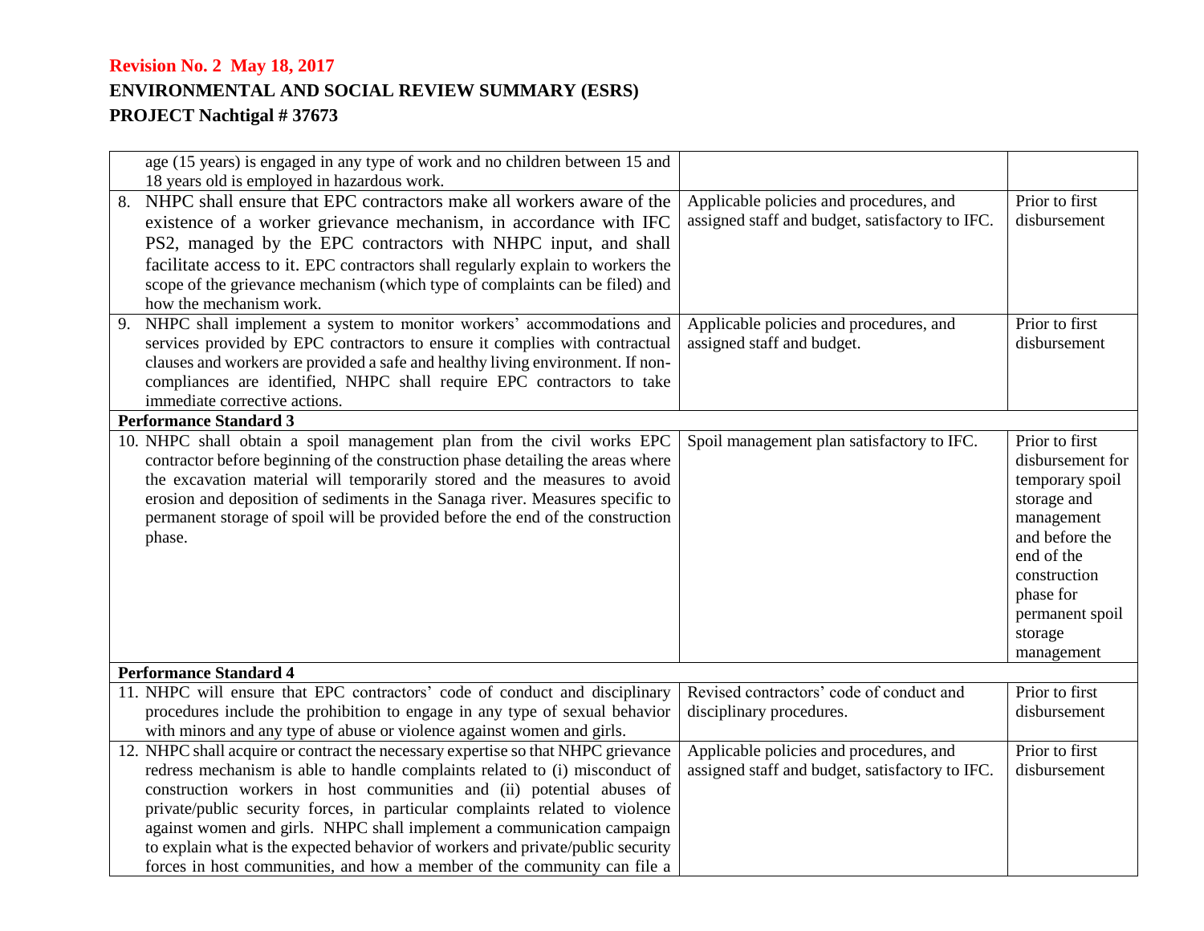| | | |
|---|---|---|
| age (15 years) is engaged in any type of work and no children between 15 and 18 years old is employed in hazardous work. | | |
| 8. NHPC shall ensure that EPC contractors make all workers aware of the existence of a worker grievance mechanism, in accordance with IFC PS2, managed by the EPC contractors with NHPC input, and shall facilitate access to it. EPC contractors shall regularly explain to workers the scope of the grievance mechanism (which type of complaints can be filed) and how the mechanism work. | Applicable policies and procedures, and assigned staff and budget, satisfactory to IFC. | Prior to first disbursement |
| 9. NHPC shall implement a system to monitor workers' accommodations and services provided by EPC contractors to ensure it complies with contractual clauses and workers are provided a safe and healthy living environment. If non-compliances are identified, NHPC shall require EPC contractors to take immediate corrective actions. | Applicable policies and procedures, and assigned staff and budget. | Prior to first disbursement |
| **Performance Standard 3** | | |
| 10. NHPC shall obtain a spoil management plan from the civil works EPC contractor before beginning of the construction phase detailing the areas where the excavation material will temporarily stored and the measures to avoid erosion and deposition of sediments in the Sanaga river. Measures specific to permanent storage of spoil will be provided before the end of the construction phase. | Spoil management plan satisfactory to IFC. | Prior to first disbursement for temporary spoil storage and management and before the end of the construction phase for permanent spoil storage management |
| **Performance Standard 4** | | |
| 11. NHPC will ensure that EPC contractors' code of conduct and disciplinary procedures include the prohibition to engage in any type of sexual behavior with minors and any type of abuse or violence against women and girls. | Revised contractors' code of conduct and disciplinary procedures. | Prior to first disbursement |
| 12. NHPC shall acquire or contract the necessary expertise so that NHPC grievance redress mechanism is able to handle complaints related to (i) misconduct of construction workers in host communities and (ii) potential abuses of private/public security forces, in particular complaints related to violence against women and girls. NHPC shall implement a communication campaign to explain what is the expected behavior of workers and private/public security forces in host communities, and how a member of the community can file a | Applicable policies and procedures, and assigned staff and budget, satisfactory to IFC. | Prior to first disbursement |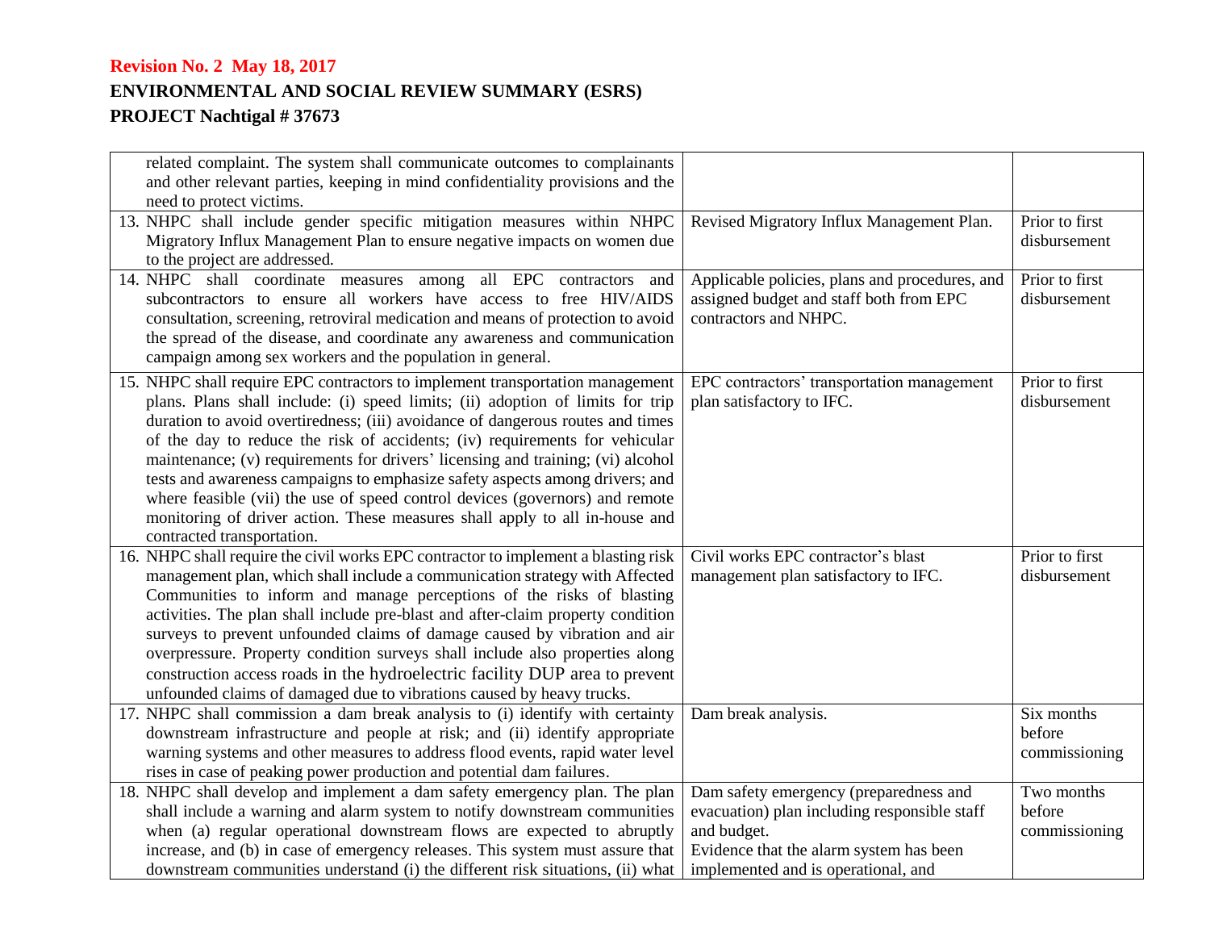| | | |
|---|---|---|
| related complaint. The system shall communicate outcomes to complainants and other relevant parties, keeping in mind confidentiality provisions and the need to protect victims. | | |
| 13. NHPC shall include gender specific mitigation measures within NHPC Migratory Influx Management Plan to ensure negative impacts on women due to the project are addressed. | Revised Migratory Influx Management Plan. | Prior to first disbursement |
| 14. NHPC shall coordinate measures among all EPC contractors and subcontractors to ensure all workers have access to free HIV/AIDS consultation, screening, retroviral medication and means of protection to avoid the spread of the disease, and coordinate any awareness and communication campaign among sex workers and the population in general. | Applicable policies, plans and procedures, and assigned budget and staff both from EPC contractors and NHPC. | Prior to first disbursement |
| 15. NHPC shall require EPC contractors to implement transportation management plans. Plans shall include: (i) speed limits; (ii) adoption of limits for trip duration to avoid overtiredness; (iii) avoidance of dangerous routes and times of the day to reduce the risk of accidents; (iv) requirements for vehicular maintenance; (v) requirements for drivers' licensing and training; (vi) alcohol tests and awareness campaigns to emphasize safety aspects among drivers; and where feasible (vii) the use of speed control devices (governors) and remote monitoring of driver action. These measures shall apply to all in-house and contracted transportation. | EPC contractors' transportation management plan satisfactory to IFC. | Prior to first disbursement |
| 16. NHPC shall require the civil works EPC contractor to implement a blasting risk management plan, which shall include a communication strategy with Affected Communities to inform and manage perceptions of the risks of blasting activities. The plan shall include pre-blast and after-claim property condition surveys to prevent unfounded claims of damage caused by vibration and air overpressure. Property condition surveys shall include also properties along construction access roads in the hydroelectric facility DUP area to prevent unfounded claims of damaged due to vibrations caused by heavy trucks. | Civil works EPC contractor's blast management plan satisfactory to IFC. | Prior to first disbursement |
| 17. NHPC shall commission a dam break analysis to (i) identify with certainty downstream infrastructure and people at risk; and (ii) identify appropriate warning systems and other measures to address flood events, rapid water level rises in case of peaking power production and potential dam failures. | Dam break analysis. | Six months before commissioning |
| 18. NHPC shall develop and implement a dam safety emergency plan. The plan shall include a warning and alarm system to notify downstream communities when (a) regular operational downstream flows are expected to abruptly increase, and (b) in case of emergency releases. This system must assure that downstream communities understand (i) the different risk situations, (ii) what | Dam safety emergency (preparedness and evacuation) plan including responsible staff and budget.<br>Evidence that the alarm system has been implemented and is operational, and | Two months before commissioning |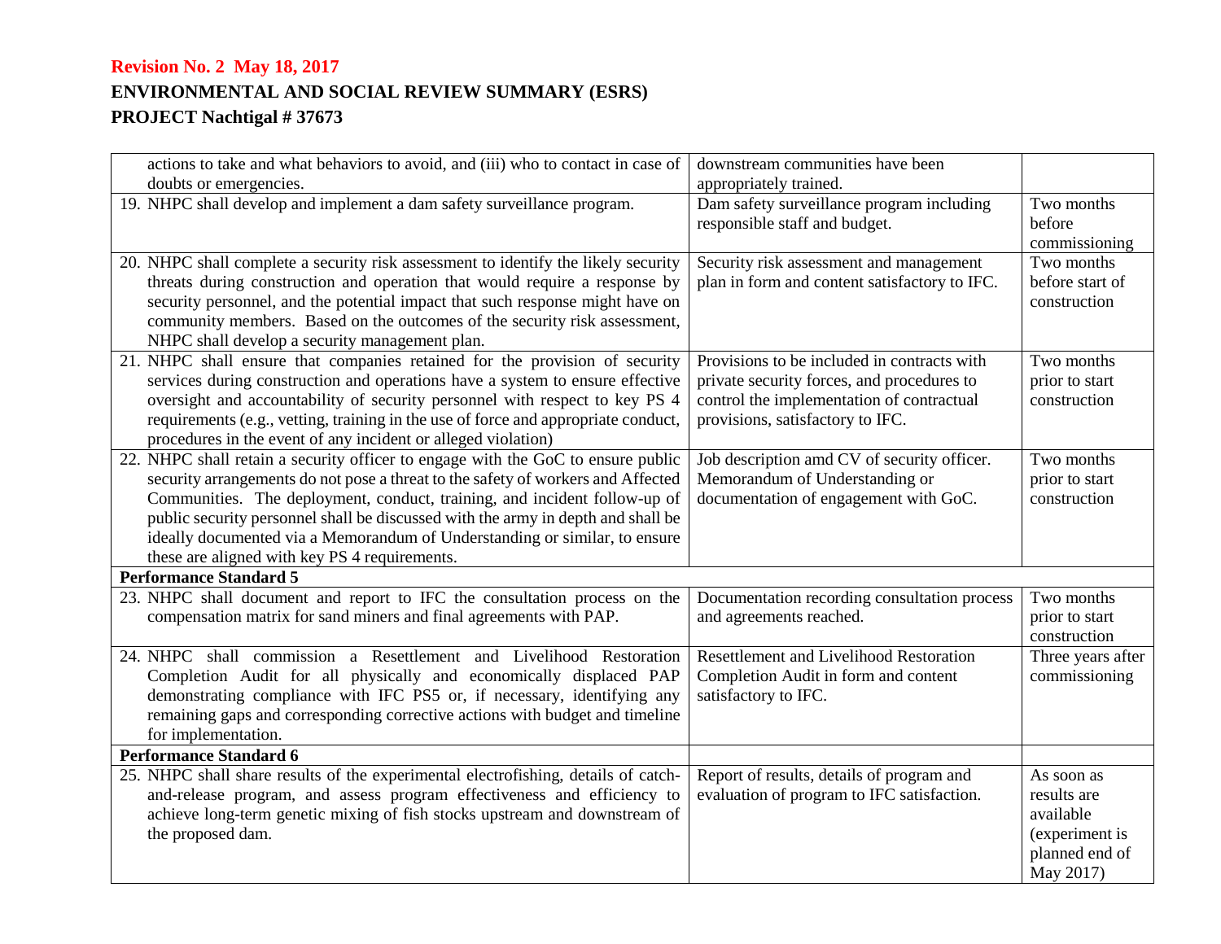| | | |
|---|---|---|
| actions to take and what behaviors to avoid, and (iii) who to contact in case of doubts or emergencies. | downstream communities have been appropriately trained. | |
| 19. NHPC shall develop and implement a dam safety surveillance program. | Dam safety surveillance program including responsible staff and budget. | Two months before commissioning |
| 20. NHPC shall complete a security risk assessment to identify the likely security threats during construction and operation that would require a response by security personnel, and the potential impact that such response might have on community members. Based on the outcomes of the security risk assessment, NHPC shall develop a security management plan. | Security risk assessment and management plan in form and content satisfactory to IFC. | Two months before start of construction |
| 21. NHPC shall ensure that companies retained for the provision of security services during construction and operations have a system to ensure effective oversight and accountability of security personnel with respect to key PS 4 requirements (e.g., vetting, training in the use of force and appropriate conduct, procedures in the event of any incident or alleged violation) | Provisions to be included in contracts with private security forces, and procedures to control the implementation of contractual provisions, satisfactory to IFC. | Two months prior to start construction |
| 22. NHPC shall retain a security officer to engage with the GoC to ensure public security arrangements do not pose a threat to the safety of workers and Affected Communities. The deployment, conduct, training, and incident follow-up of public security personnel shall be discussed with the army in depth and shall be ideally documented via a Memorandum of Understanding or similar, to ensure these are aligned with key PS 4 requirements. | Job description amd CV of security officer. Memorandum of Understanding or documentation of engagement with GoC. | Two months prior to start construction |
| **Performance Standard 5** | | |
| 23. NHPC shall document and report to IFC the consultation process on the compensation matrix for sand miners and final agreements with PAP. | Documentation recording consultation process and agreements reached. | Two months prior to start construction |
| 24. NHPC shall commission a Resettlement and Livelihood Restoration Completion Audit for all physically and economically displaced PAP demonstrating compliance with IFC PS5 or, if necessary, identifying any remaining gaps and corresponding corrective actions with budget and timeline for implementation. | Resettlement and Livelihood Restoration Completion Audit in form and content satisfactory to IFC. | Three years after commissioning |
| **Performance Standard 6** | | |
| 25. NHPC shall share results of the experimental electrofishing, details of catch-and-release program, and assess program effectiveness and efficiency to achieve long-term genetic mixing of fish stocks upstream and downstream of the proposed dam. | Report of results, details of program and evaluation of program to IFC satisfaction. | As soon as results are available (experiment is planned end of May 2017) |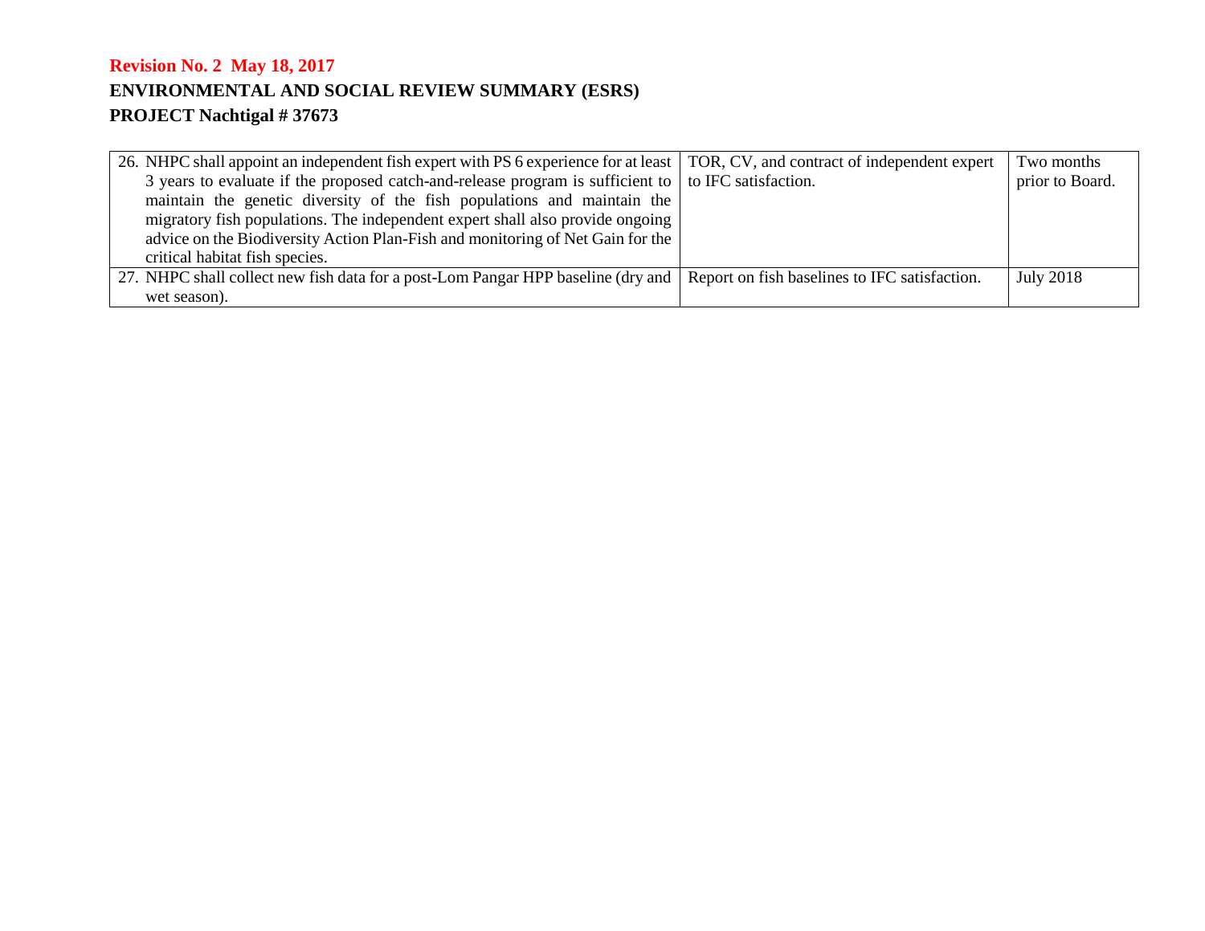**Revision No. 2 May 18, 2017**

**ENVIRONMENTAL AND SOCIAL REVIEW SUMMARY (ESRS)**

**PROJECT Nachtigal # 37673**

| | | |
|---|---|---|
| 26. NHPC shall appoint an independent fish expert with PS 6 experience for at least 3 years to evaluate if the proposed catch-and-release program is sufficient to maintain the genetic diversity of the fish populations and maintain the migratory fish populations. The independent expert shall also provide ongoing advice on the Biodiversity Action Plan-Fish and monitoring of Net Gain for the critical habitat fish species. | TOR, CV, and contract of independent expert to IFC satisfaction. | Two months prior to Board. |
| 27. NHPC shall collect new fish data for a post-Lom Pangar HPP baseline (dry and wet season). | Report on fish baselines to IFC satisfaction. | July 2018 |